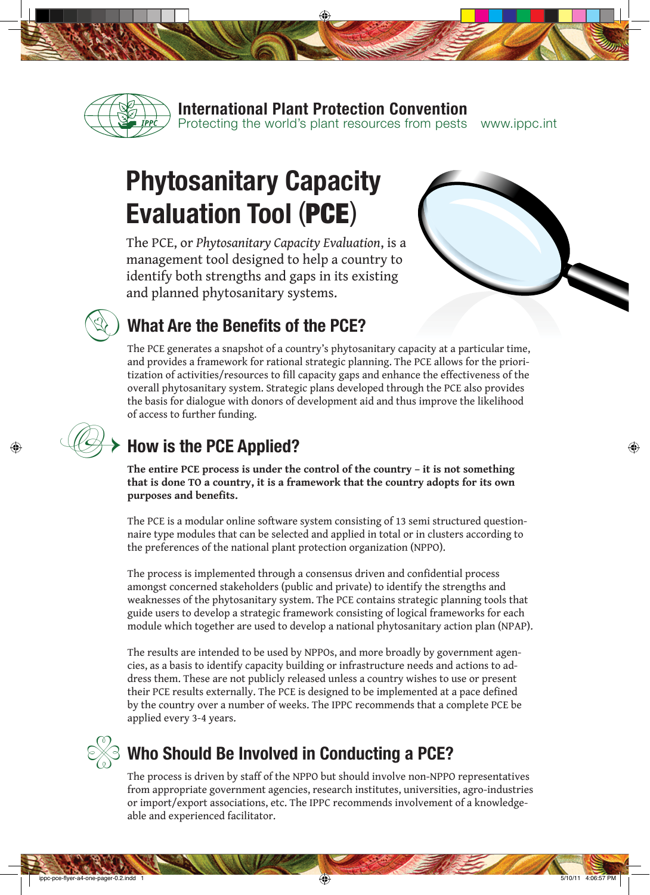**International Plant Protection Convention**
Protecting the world's plant resources from pests www.ippc.int

# Phytosanitary Capacity Evaluation Tool (PCE)

The PCE, or *Phytosanitary Capacity Evaluation*, is a management tool designed to help a country to identify both strengths and gaps in its existing and planned phytosanitary systems.

## What Are the Benefits of the PCE?

The PCE generates a snapshot of a country's phytosanitary capacity at a particular time, and provides a framework for rational strategic planning. The PCE allows for the prioritization of activities/resources to fill capacity gaps and enhance the effectiveness of the overall phytosanitary system. Strategic plans developed through the PCE also provides the basis for dialogue with donors of development aid and thus improve the likelihood of access to further funding.

## How is the PCE Applied?

**The entire PCE process is under the control of the country – it is not something that is done TO a country, it is a framework that the country adopts for its own purposes and benefits.**

The PCE is a modular online software system consisting of 13 semi structured questionnaire type modules that can be selected and applied in total or in clusters according to the preferences of the national plant protection organization (NPPO).

The process is implemented through a consensus driven and confidential process amongst concerned stakeholders (public and private) to identify the strengths and weaknesses of the phytosanitary system. The PCE contains strategic planning tools that guide users to develop a strategic framework consisting of logical frameworks for each module which together are used to develop a national phytosanitary action plan (NPAP).

The results are intended to be used by NPPOs, and more broadly by government agencies, as a basis to identify capacity building or infrastructure needs and actions to address them. These are not publicly released unless a country wishes to use or present their PCE results externally. The PCE is designed to be implemented at a pace defined by the country over a number of weeks. The IPPC recommends that a complete PCE be applied every 3-4 years.

## Who Should Be Involved in Conducting a PCE?

The process is driven by staff of the NPPO but should involve non-NPPO representatives from appropriate government agencies, research institutes, universities, agro-industries or import/export associations, etc. The IPPC recommends involvement of a knowledgeable and experienced facilitator.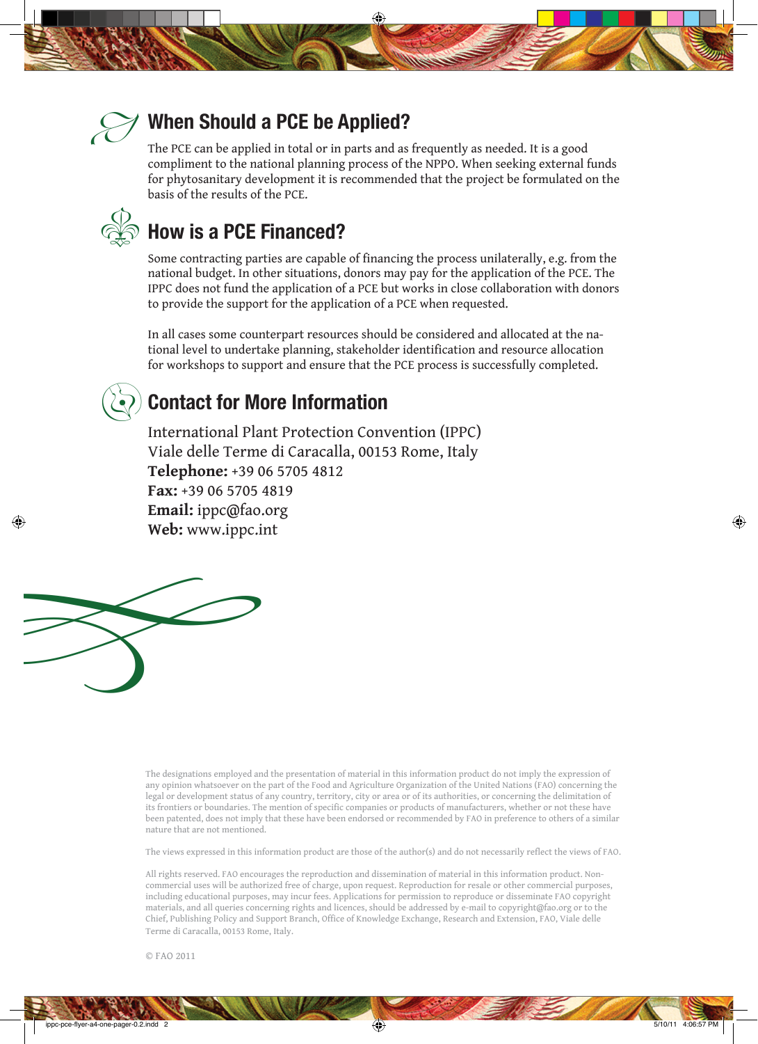## When Should a PCE be Applied?

The PCE can be applied in total or in parts and as frequently as needed. It is a good compliment to the national planning process of the NPPO. When seeking external funds for phytosanitary development it is recommended that the project be formulated on the basis of the results of the PCE.

## How is a PCE Financed?

Some contracting parties are capable of financing the process unilaterally, e.g. from the national budget. In other situations, donors may pay for the application of the PCE. The IPPC does not fund the application of a PCE but works in close collaboration with donors to provide the support for the application of a PCE when requested.

In all cases some counterpart resources should be considered and allocated at the national level to undertake planning, stakeholder identification and resource allocation for workshops to support and ensure that the PCE process is successfully completed.

## Contact for More Information

International Plant Protection Convention (IPPC)
Viale delle Terme di Caracalla, 00153 Rome, Italy
**Telephone:** +39 06 5705 4812
**Fax:** +39 06 5705 4819
**Email:** ippc@fao.org
**Web:** www.ippc.int

The designations employed and the presentation of material in this information product do not imply the expression of any opinion whatsoever on the part of the Food and Agriculture Organization of the United Nations (FAO) concerning the legal or development status of any country, territory, city or area or of its authorities, or concerning the delimitation of its frontiers or boundaries. The mention of specific companies or products of manufacturers, whether or not these have been patented, does not imply that these have been endorsed or recommended by FAO in preference to others of a similar nature that are not mentioned.

The views expressed in this information product are those of the author(s) and do not necessarily reflect the views of FAO.

All rights reserved. FAO encourages the reproduction and dissemination of material in this information product. Non-commercial uses will be authorized free of charge, upon request. Reproduction for resale or other commercial purposes, including educational purposes, may incur fees. Applications for permission to reproduce or disseminate FAO copyright materials, and all queries concerning rights and licences, should be addressed by e-mail to copyright@fao.org or to the Chief, Publishing Policy and Support Branch, Office of Knowledge Exchange, Research and Extension, FAO, Viale delle Terme di Caracalla, 00153 Rome, Italy.

© FAO 2011